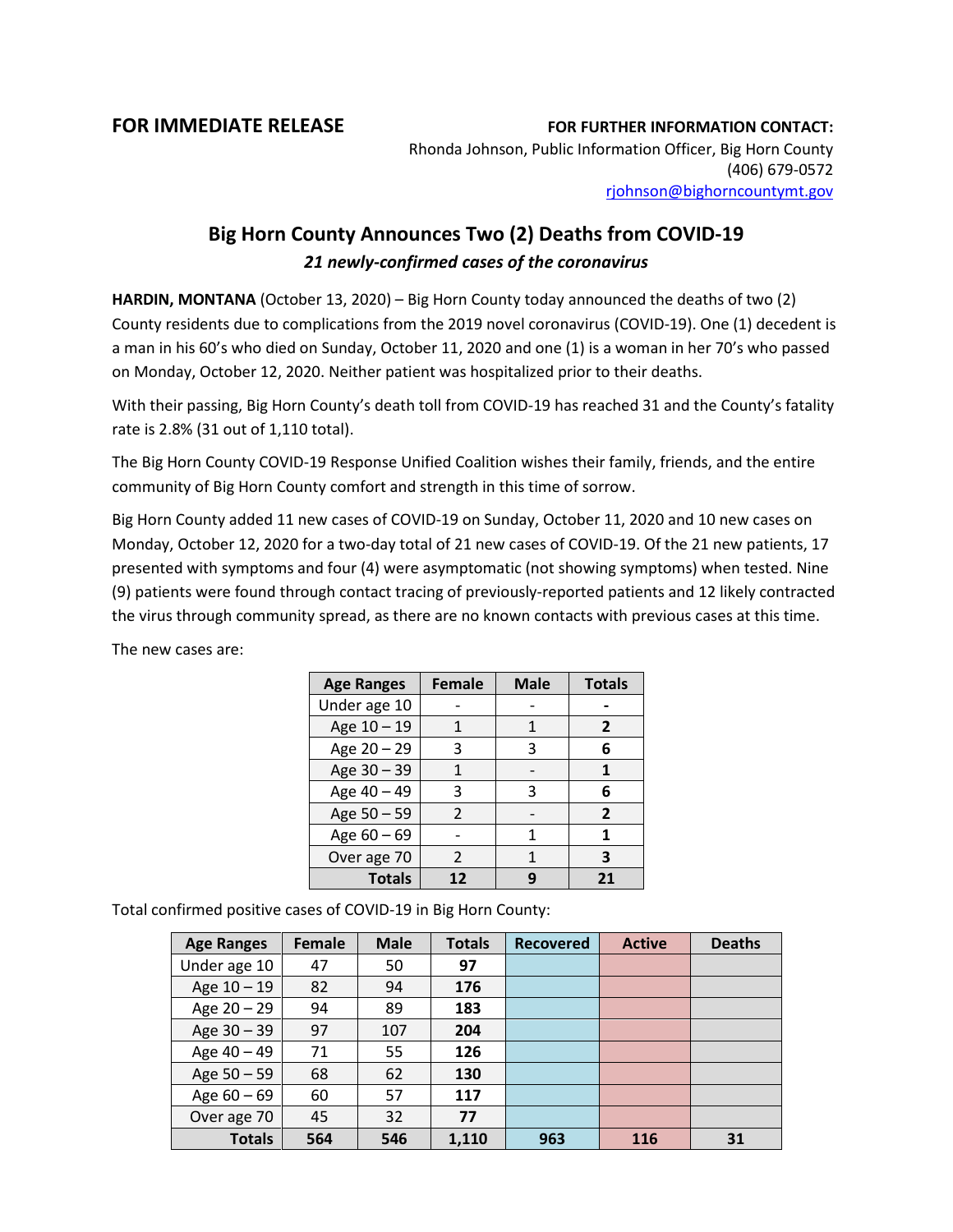**FOR IMMEDIATE RELEASE**

**FOR FURTHER INFORMATION CONTACT:**
Rhonda Johnson, Public Information Officer, Big Horn County
(406) 679-0572
rjohnson@bighorncountymt.gov

## Big Horn County Announces Two (2) Deaths from COVID-19

***21 newly-confirmed cases of the coronavirus***

**HARDIN, MONTANA** (October 13, 2020) – Big Horn County today announced the deaths of two (2) County residents due to complications from the 2019 novel coronavirus (COVID-19). One (1) decedent is a man in his 60's who died on Sunday, October 11, 2020 and one (1) is a woman in her 70's who passed on Monday, October 12, 2020. Neither patient was hospitalized prior to their deaths.

With their passing, Big Horn County's death toll from COVID-19 has reached 31 and the County's fatality rate is 2.8% (31 out of 1,110 total).

The Big Horn County COVID-19 Response Unified Coalition wishes their family, friends, and the entire community of Big Horn County comfort and strength in this time of sorrow.

Big Horn County added 11 new cases of COVID-19 on Sunday, October 11, 2020 and 10 new cases on Monday, October 12, 2020 for a two-day total of 21 new cases of COVID-19. Of the 21 new patients, 17 presented with symptoms and four (4) were asymptomatic (not showing symptoms) when tested. Nine (9) patients were found through contact tracing of previously-reported patients and 12 likely contracted the virus through community spread, as there are no known contacts with previous cases at this time.

The new cases are:

| Age Ranges | Female | Male | Totals |
|---|---|---|---|
| Under age 10 | - | - | **-** |
| Age 10 – 19 | 1 | 1 | **2** |
| Age 20 – 29 | 3 | 3 | **6** |
| Age 30 – 39 | 1 | - | **1** |
| Age 40 – 49 | 3 | 3 | **6** |
| Age 50 – 59 | 2 | - | **2** |
| Age 60 – 69 | - | 1 | **1** |
| Over age 70 | 2 | 1 | **3** |
| **Totals** | **12** | **9** | **21** |

Total confirmed positive cases of COVID-19 in Big Horn County:

| Age Ranges | Female | Male | Totals | Recovered | Active | Deaths |
|---|---|---|---|---|---|---|
| Under age 10 | 47 | 50 | **97** | | | |
| Age 10 – 19 | 82 | 94 | **176** | | | |
| Age 20 – 29 | 94 | 89 | **183** | | | |
| Age 30 – 39 | 97 | 107 | **204** | | | |
| Age 40 – 49 | 71 | 55 | **126** | | | |
| Age 50 – 59 | 68 | 62 | **130** | | | |
| Age 60 – 69 | 60 | 57 | **117** | | | |
| Over age 70 | 45 | 32 | **77** | | | |
| **Totals** | **564** | **546** | **1,110** | **963** | **116** | **31** |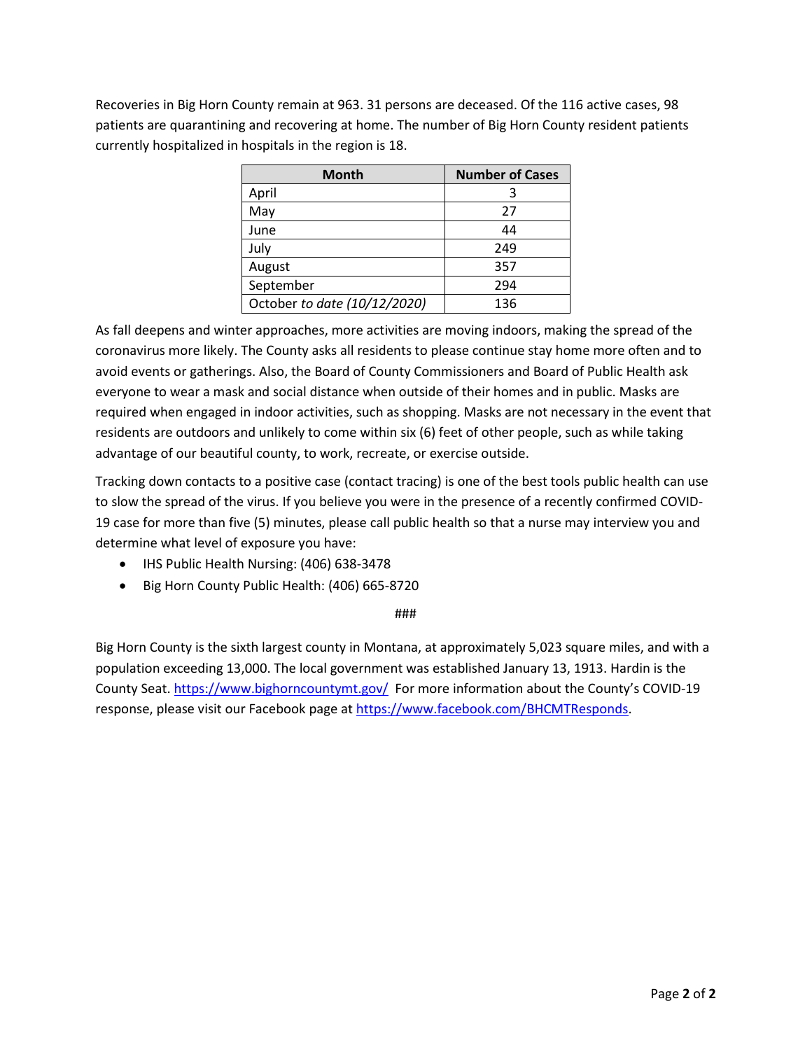Recoveries in Big Horn County remain at 963. 31 persons are deceased. Of the 116 active cases, 98 patients are quarantining and recovering at home. The number of Big Horn County resident patients currently hospitalized in hospitals in the region is 18.

| Month | Number of Cases |
|---|---|
| April | 3 |
| May | 27 |
| June | 44 |
| July | 249 |
| August | 357 |
| September | 294 |
| October *to date (10/12/2020)* | 136 |

As fall deepens and winter approaches, more activities are moving indoors, making the spread of the coronavirus more likely. The County asks all residents to please continue stay home more often and to avoid events or gatherings. Also, the Board of County Commissioners and Board of Public Health ask everyone to wear a mask and social distance when outside of their homes and in public. Masks are required when engaged in indoor activities, such as shopping. Masks are not necessary in the event that residents are outdoors and unlikely to come within six (6) feet of other people, such as while taking advantage of our beautiful county, to work, recreate, or exercise outside.

Tracking down contacts to a positive case (contact tracing) is one of the best tools public health can use to slow the spread of the virus. If you believe you were in the presence of a recently confirmed COVID-19 case for more than five (5) minutes, please call public health so that a nurse may interview you and determine what level of exposure you have:

- IHS Public Health Nursing: (406) 638-3478
- Big Horn County Public Health: (406) 665-8720

###

Big Horn County is the sixth largest county in Montana, at approximately 5,023 square miles, and with a population exceeding 13,000. The local government was established January 13, 1913. Hardin is the County Seat. https://www.bighorncountymt.gov/ For more information about the County's COVID-19 response, please visit our Facebook page at https://www.facebook.com/BHCMTResponds.